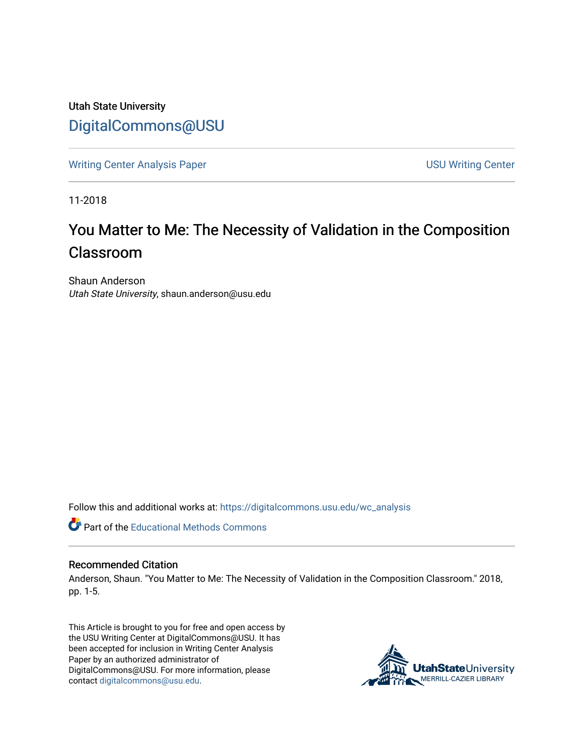Utah State University

# DigitalCommons@USU

Writing Center Analysis Paper

USU Writing Center

11-2018

## You Matter to Me: The Necessity of Validation in the Composition Classroom

Shaun Anderson
*Utah State University*, shaun.anderson@usu.edu

Follow this and additional works at: https://digitalcommons.usu.edu/wc_analysis

Part of the Educational Methods Commons

### Recommended Citation

Anderson, Shaun. "You Matter to Me: The Necessity of Validation in the Composition Classroom." 2018, pp. 1-5.

This Article is brought to you for free and open access by the USU Writing Center at DigitalCommons@USU. It has been accepted for inclusion in Writing Center Analysis Paper by an authorized administrator of DigitalCommons@USU. For more information, please contact digitalcommons@usu.edu.

UtahStateUniversity
MERRILL-CAZIER LIBRARY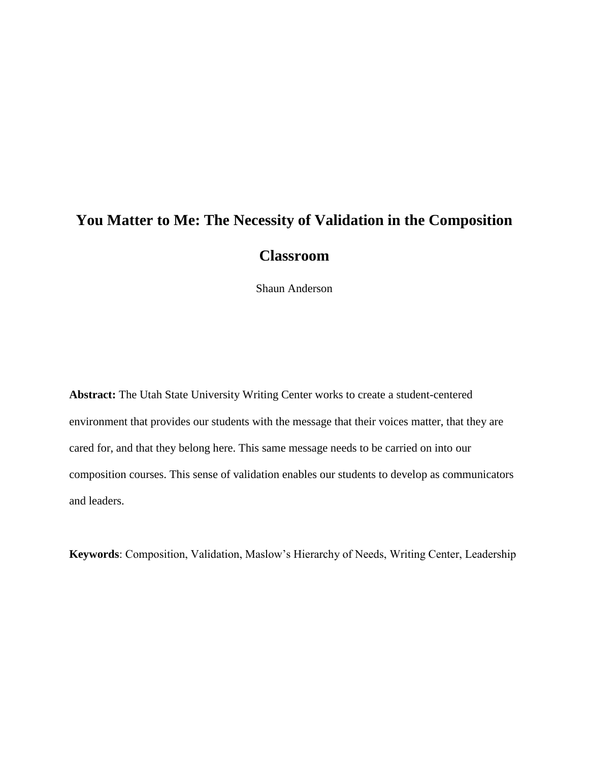# You Matter to Me: The Necessity of Validation in the Composition Classroom

Shaun Anderson

**Abstract:** The Utah State University Writing Center works to create a student-centered environment that provides our students with the message that their voices matter, that they are cared for, and that they belong here. This same message needs to be carried on into our composition courses. This sense of validation enables our students to develop as communicators and leaders.

**Keywords**: Composition, Validation, Maslow's Hierarchy of Needs, Writing Center, Leadership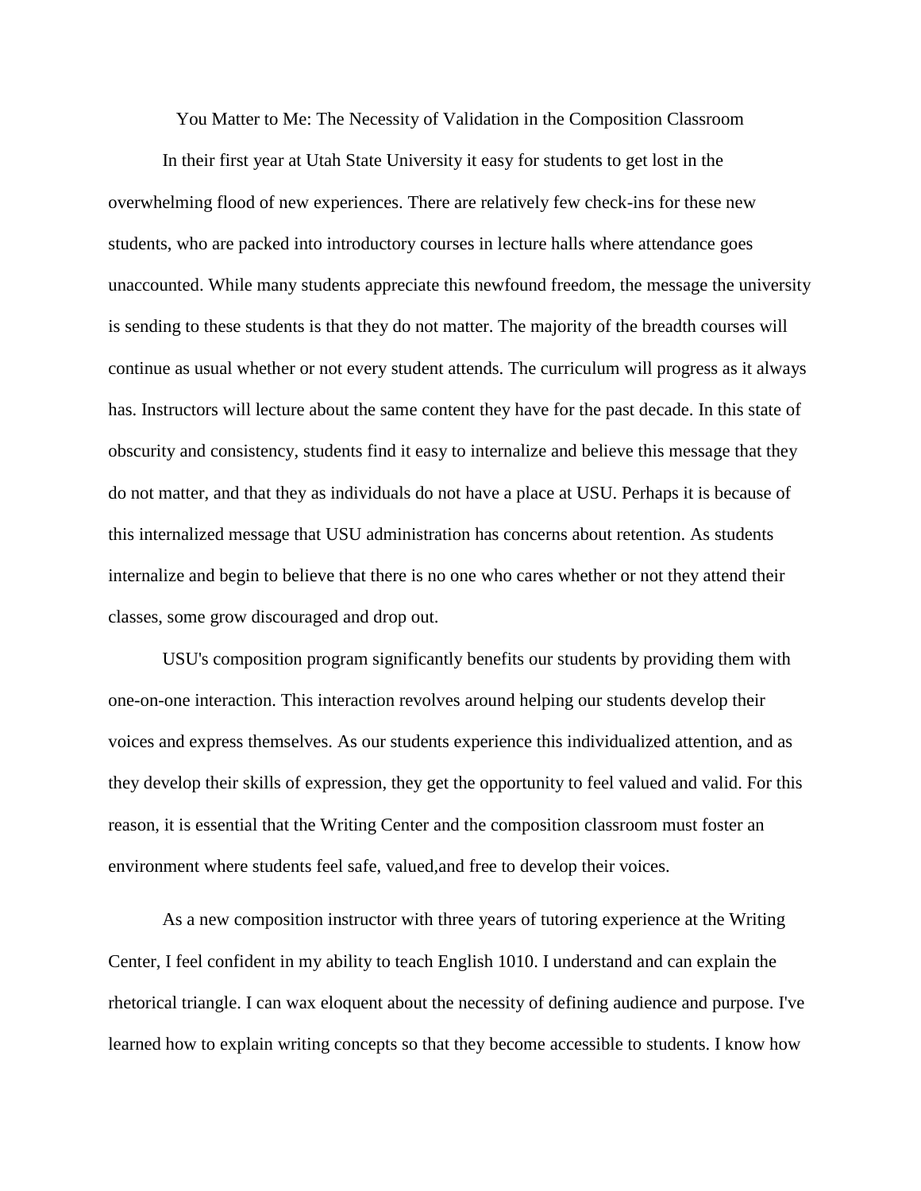You Matter to Me: The Necessity of Validation in the Composition Classroom

In their first year at Utah State University it easy for students to get lost in the overwhelming flood of new experiences. There are relatively few check-ins for these new students, who are packed into introductory courses in lecture halls where attendance goes unaccounted. While many students appreciate this newfound freedom, the message the university is sending to these students is that they do not matter. The majority of the breadth courses will continue as usual whether or not every student attends. The curriculum will progress as it always has. Instructors will lecture about the same content they have for the past decade. In this state of obscurity and consistency, students find it easy to internalize and believe this message that they do not matter, and that they as individuals do not have a place at USU. Perhaps it is because of this internalized message that USU administration has concerns about retention. As students internalize and begin to believe that there is no one who cares whether or not they attend their classes, some grow discouraged and drop out.

USU's composition program significantly benefits our students by providing them with one-on-one interaction. This interaction revolves around helping our students develop their voices and express themselves. As our students experience this individualized attention, and as they develop their skills of expression, they get the opportunity to feel valued and valid. For this reason, it is essential that the Writing Center and the composition classroom must foster an environment where students feel safe, valued,and free to develop their voices.

As a new composition instructor with three years of tutoring experience at the Writing Center, I feel confident in my ability to teach English 1010. I understand and can explain the rhetorical triangle. I can wax eloquent about the necessity of defining audience and purpose. I've learned how to explain writing concepts so that they become accessible to students. I know how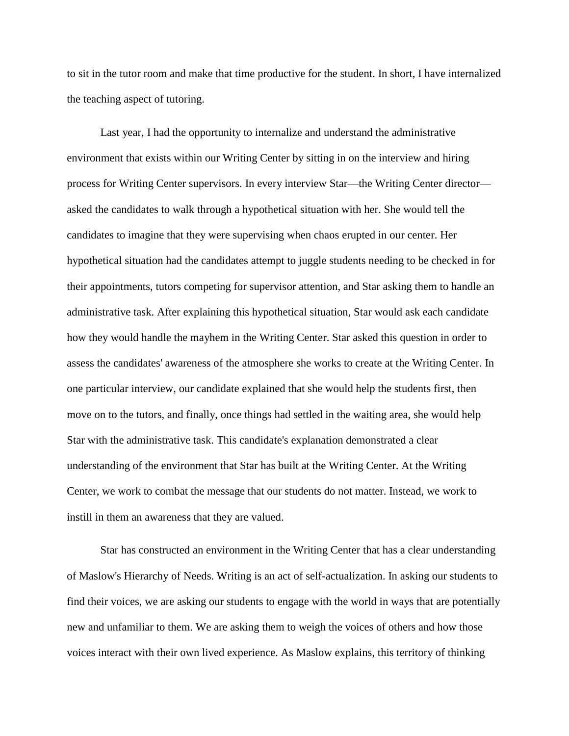to sit in the tutor room and make that time productive for the student. In short, I have internalized the teaching aspect of tutoring.

Last year, I had the opportunity to internalize and understand the administrative environment that exists within our Writing Center by sitting in on the interview and hiring process for Writing Center supervisors. In every interview Star—the Writing Center director—asked the candidates to walk through a hypothetical situation with her. She would tell the candidates to imagine that they were supervising when chaos erupted in our center. Her hypothetical situation had the candidates attempt to juggle students needing to be checked in for their appointments, tutors competing for supervisor attention, and Star asking them to handle an administrative task. After explaining this hypothetical situation, Star would ask each candidate how they would handle the mayhem in the Writing Center. Star asked this question in order to assess the candidates' awareness of the atmosphere she works to create at the Writing Center. In one particular interview, our candidate explained that she would help the students first, then move on to the tutors, and finally, once things had settled in the waiting area, she would help Star with the administrative task. This candidate's explanation demonstrated a clear understanding of the environment that Star has built at the Writing Center. At the Writing Center, we work to combat the message that our students do not matter. Instead, we work to instill in them an awareness that they are valued.

Star has constructed an environment in the Writing Center that has a clear understanding of Maslow's Hierarchy of Needs. Writing is an act of self-actualization. In asking our students to find their voices, we are asking our students to engage with the world in ways that are potentially new and unfamiliar to them. We are asking them to weigh the voices of others and how those voices interact with their own lived experience. As Maslow explains, this territory of thinking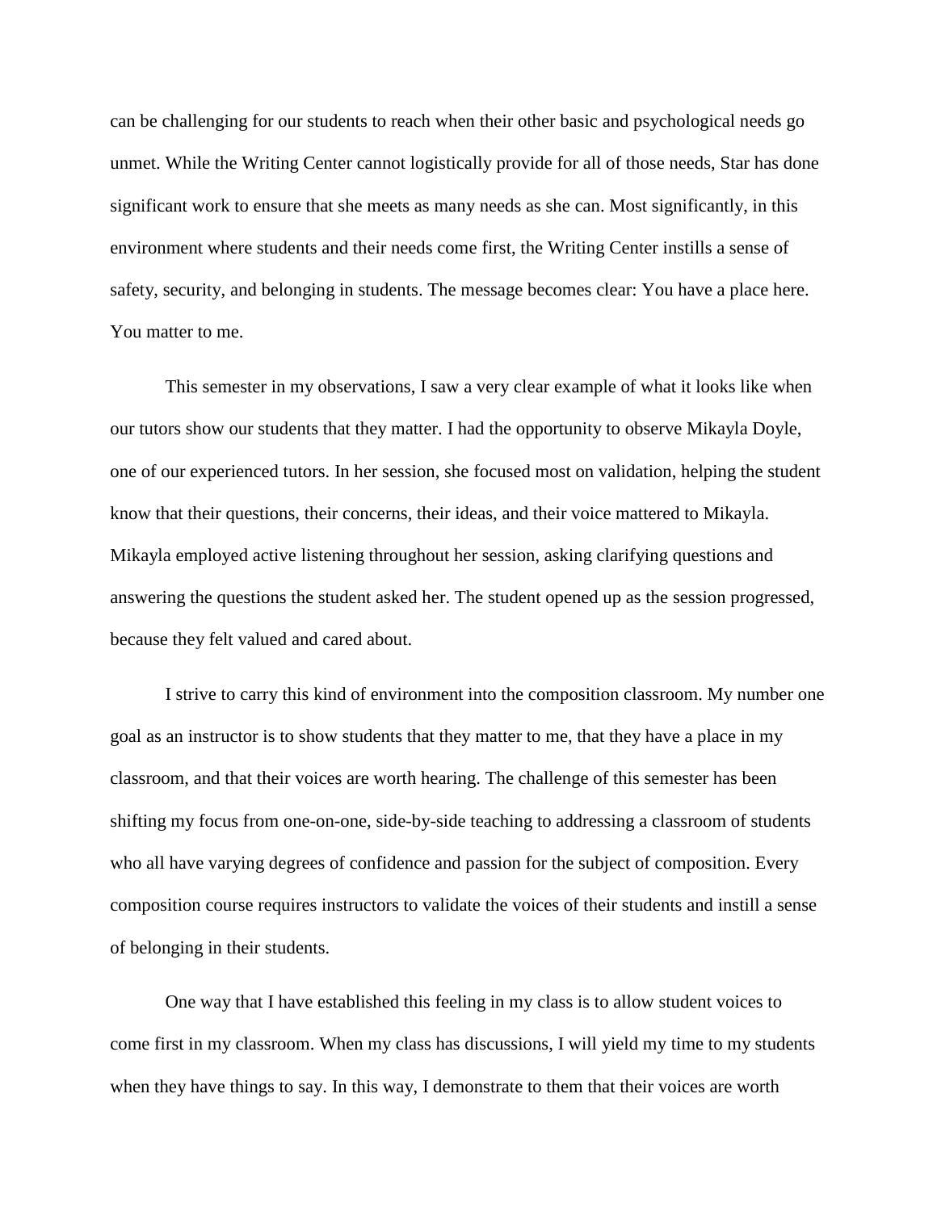can be challenging for our students to reach when their other basic and psychological needs go unmet. While the Writing Center cannot logistically provide for all of those needs, Star has done significant work to ensure that she meets as many needs as she can. Most significantly, in this environment where students and their needs come first, the Writing Center instills a sense of safety, security, and belonging in students. The message becomes clear: You have a place here. You matter to me.

This semester in my observations, I saw a very clear example of what it looks like when our tutors show our students that they matter. I had the opportunity to observe Mikayla Doyle, one of our experienced tutors. In her session, she focused most on validation, helping the student know that their questions, their concerns, their ideas, and their voice mattered to Mikayla. Mikayla employed active listening throughout her session, asking clarifying questions and answering the questions the student asked her. The student opened up as the session progressed, because they felt valued and cared about.

I strive to carry this kind of environment into the composition classroom. My number one goal as an instructor is to show students that they matter to me, that they have a place in my classroom, and that their voices are worth hearing. The challenge of this semester has been shifting my focus from one-on-one, side-by-side teaching to addressing a classroom of students who all have varying degrees of confidence and passion for the subject of composition. Every composition course requires instructors to validate the voices of their students and instill a sense of belonging in their students.

One way that I have established this feeling in my class is to allow student voices to come first in my classroom. When my class has discussions, I will yield my time to my students when they have things to say. In this way, I demonstrate to them that their voices are worth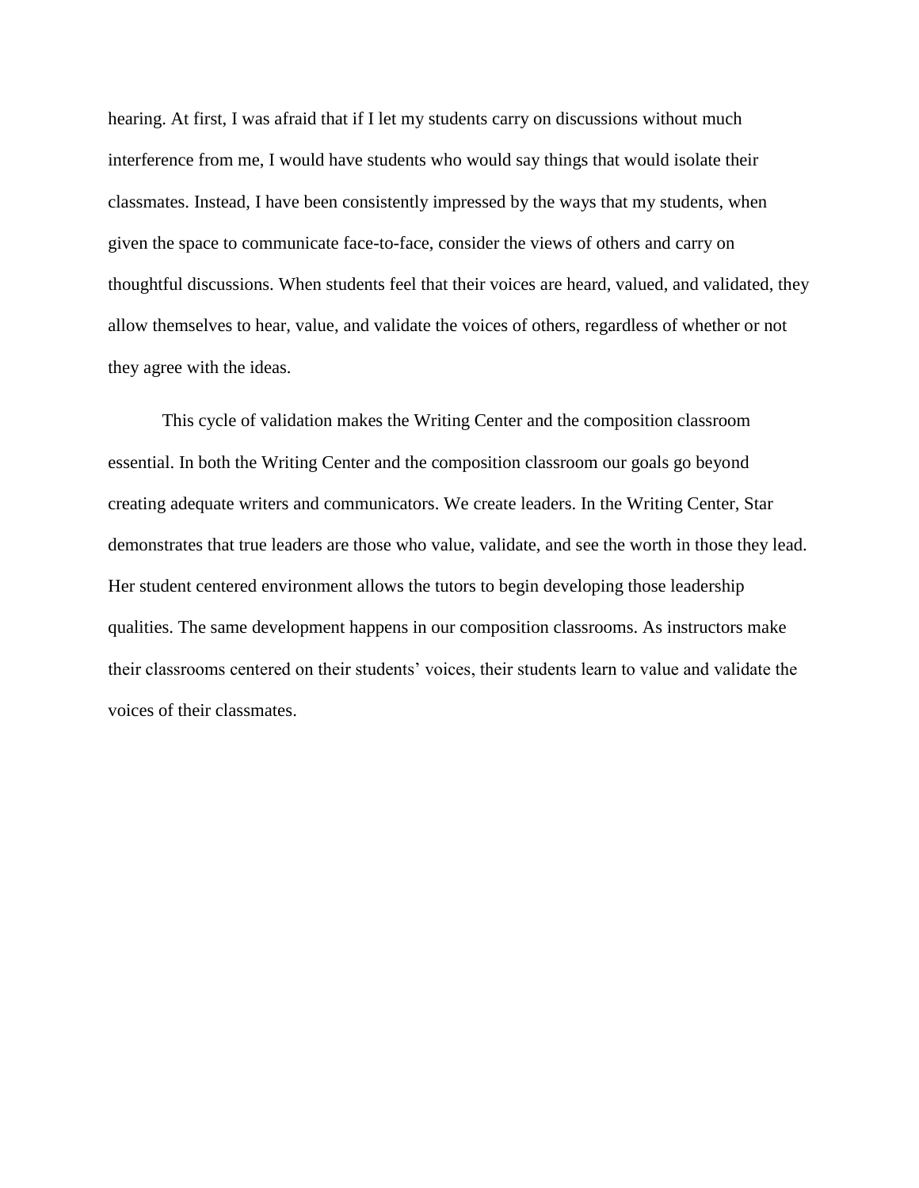hearing. At first, I was afraid that if I let my students carry on discussions without much interference from me, I would have students who would say things that would isolate their classmates. Instead, I have been consistently impressed by the ways that my students, when given the space to communicate face-to-face, consider the views of others and carry on thoughtful discussions. When students feel that their voices are heard, valued, and validated, they allow themselves to hear, value, and validate the voices of others, regardless of whether or not they agree with the ideas.

This cycle of validation makes the Writing Center and the composition classroom essential. In both the Writing Center and the composition classroom our goals go beyond creating adequate writers and communicators. We create leaders. In the Writing Center, Star demonstrates that true leaders are those who value, validate, and see the worth in those they lead. Her student centered environment allows the tutors to begin developing those leadership qualities. The same development happens in our composition classrooms. As instructors make their classrooms centered on their students' voices, their students learn to value and validate the voices of their classmates.